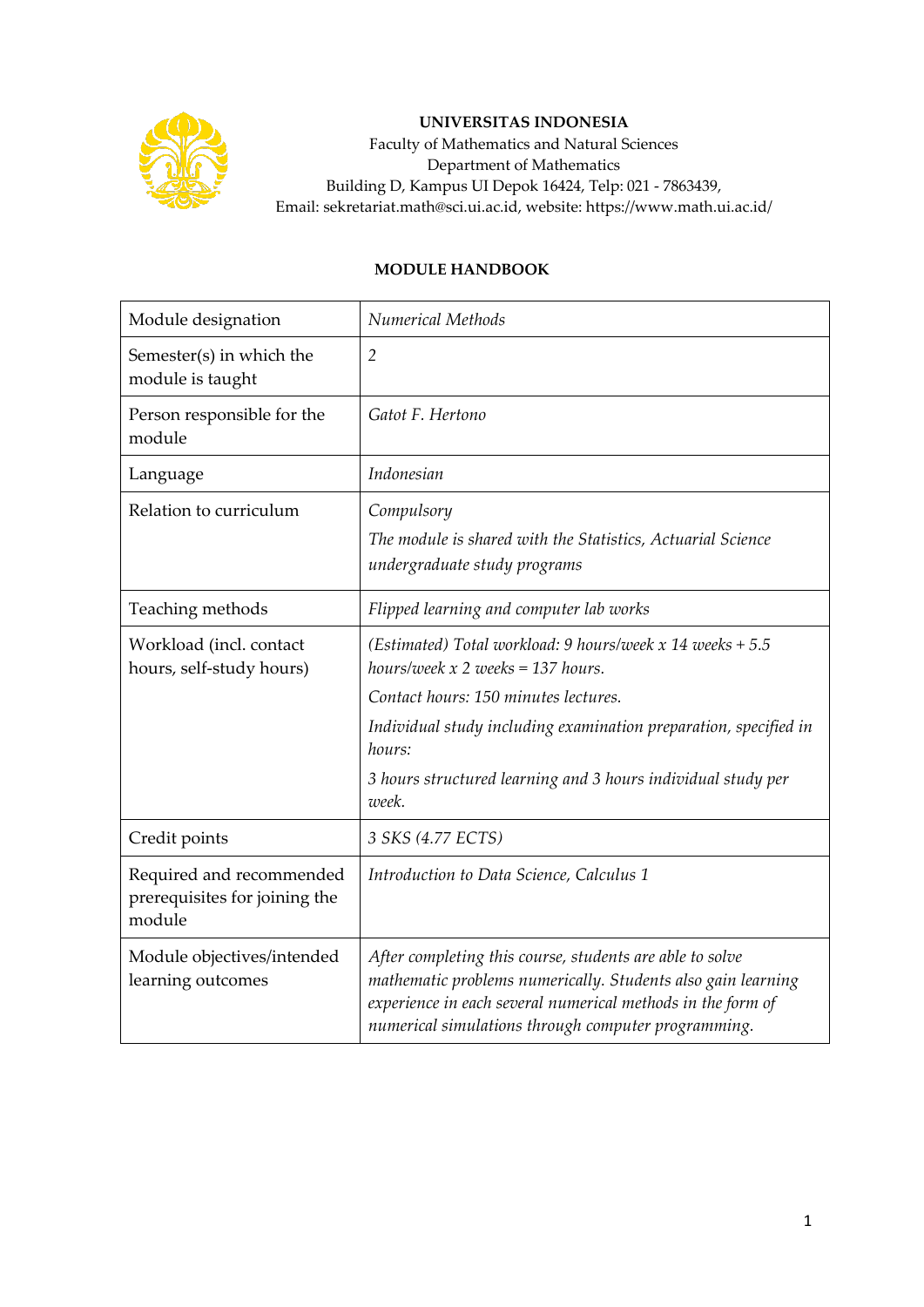**UNIVERSITAS INDONESIA**
Faculty of Mathematics and Natural Sciences
Department of Mathematics
Building D, Kampus UI Depok 16424, Telp: 021 - 7863439,
Email: sekretariat.math@sci.ui.ac.id, website: https://www.math.ui.ac.id/

**MODULE HANDBOOK**

| Module designation | *Numerical Methods* |
|---|---|
| Semester(s) in which the module is taught | *2* |
| Person responsible for the module | *Gatot F. Hertono* |
| Language | *Indonesian* |
| Relation to curriculum | *Compulsory*<br>*The module is shared with the Statistics, Actuarial Science undergraduate study programs* |
| Teaching methods | *Flipped learning and computer lab works* |
| Workload (incl. contact hours, self-study hours) | *(Estimated) Total workload: 9 hours/week x 14 weeks + 5.5 hours/week x 2 weeks = 137 hours.*<br>*Contact hours: 150 minutes lectures.*<br>*Individual study including examination preparation, specified in hours:*<br>*3 hours structured learning and 3 hours individual study per week.* |
| Credit points | *3 SKS (4.77 ECTS)* |
| Required and recommended prerequisites for joining the module | *Introduction to Data Science, Calculus 1* |
| Module objectives/intended learning outcomes | *After completing this course, students are able to solve mathematic problems numerically. Students also gain learning experience in each several numerical methods in the form of numerical simulations through computer programming.* |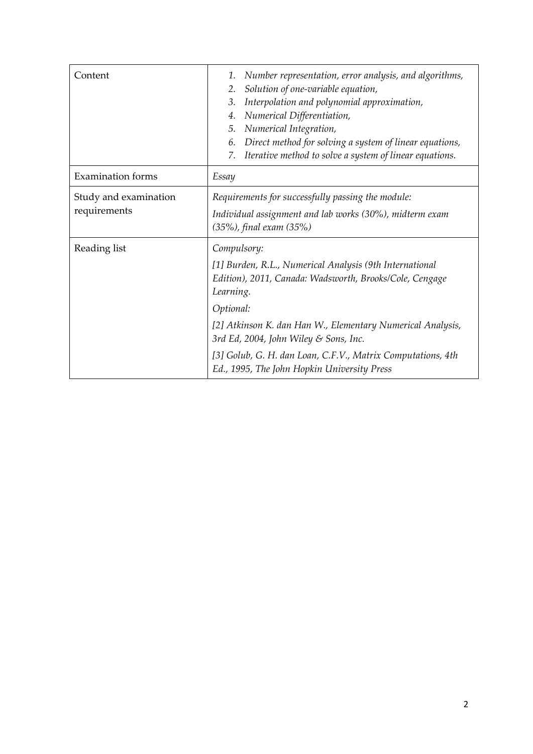| | |
|---|---|
| Content | *1. Number representation, error analysis, and algorithms,*<br>*2. Solution of one-variable equation,*<br>*3. Interpolation and polynomial approximation,*<br>*4. Numerical Differentiation,*<br>*5. Numerical Integration,*<br>*6. Direct method for solving a system of linear equations,*<br>*7. Iterative method to solve a system of linear equations.* |
| Examination forms | *Essay* |
| Study and examination requirements | *Requirements for successfully passing the module:*<br>*Individual assignment and lab works (30%), midterm exam (35%), final exam (35%)* |
| Reading list | *Compulsory:*<br>*[1] Burden, R.L., Numerical Analysis (9th International Edition), 2011, Canada: Wadsworth, Brooks/Cole, Cengage Learning.*<br>*Optional:*<br>*[2] Atkinson K. dan Han W., Elementary Numerical Analysis, 3rd Ed, 2004, John Wiley & Sons, Inc.*<br>*[3] Golub, G. H. dan Loan, C.F.V., Matrix Computations, 4th Ed., 1995, The John Hopkin University Press* |